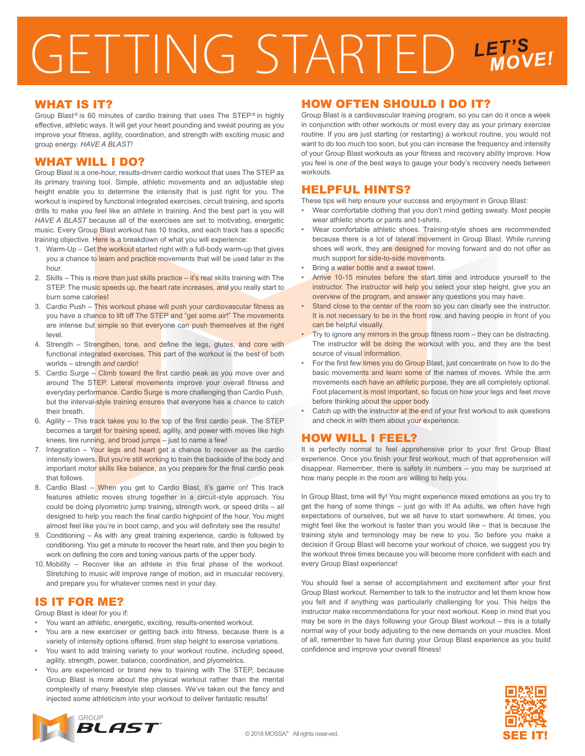# GETTING STARTED

**LET'S MOVE!**

## WHAT IS IT?

Group Blast® is 60 minutes of cardio training that uses The STEP® in highly effective, athletic ways. It will get your heart pounding and sweat pouring as you improve your fitness, agility, coordination, and strength with exciting music and group energy. *HAVE A BLAST!*

## WHAT WILL I DO?

Group Blast is a one-hour, results-driven cardio workout that uses The STEP as its primary training tool. Simple, athletic movements and an adjustable step height enable you to determine the intensity that is just right for you. The workout is inspired by functional integrated exercises, circuit training, and sports drills to make you feel like an athlete in training. And the best part is you will *HAVE A BLAST* because all of the exercises are set to motivating, energetic music. Every Group Blast workout has 10 tracks, and each track has a specific training objective. Here is a breakdown of what you will experience:

1. Warm-Up – Get the workout started right with a full-body warm-up that gives you a chance to learn and practice movements that will be used later in the hour.
2. Skills – This is more than just skills practice – it's real skills training with The STEP. The music speeds up, the heart rate increases, and you really start to burn some calories!
3. Cardio Push – This workout phase will push your cardiovascular fitness as you have a chance to lift off The STEP and "get some air!" The movements are intense but simple so that everyone can push themselves at the right level.
4. Strength – Strengthen, tone, and define the legs, glutes, and core with functional integrated exercises. This part of the workout is the best of both worlds – strength *and* cardio!
5. Cardio Surge – Climb toward the first cardio peak as you move over and around The STEP. Lateral movements improve your overall fitness and everyday performance. Cardio Surge is more challenging than Cardio Push, but the interval-style training ensures that everyone has a chance to catch their breath.
6. Agility – This track takes you to the top of the first cardio peak. The STEP becomes a target for training speed, agility, and power with moves like high knees, tire running, and broad jumps – just to name a few!
7. Integration – Your legs and heart get a chance to recover as the cardio intensity lowers. But you're still working to train the backside of the body and important motor skills like balance, as you prepare for the final cardio peak that follows.
8. Cardio Blast – When you get to Cardio Blast, it's game on! This track features athletic moves strung together in a circuit-style approach. You could be doing plyometric jump training, strength work, or speed drills – all designed to help you reach the final cardio highpoint of the hour. You might almost feel like you're in boot camp, and you will definitely see the results!
9. Conditioning – As with any great training experience, cardio is followed by conditioning. You get a minute to recover the heart rate, and then you begin to work on defining the core and toning various parts of the upper body.
10. Mobility – Recover like an athlete in this final phase of the workout. Stretching to music will improve range of motion, aid in muscular recovery, and prepare you for whatever comes next in your day.

## IS IT FOR ME?

Group Blast is ideal for you if:

- You want an athletic, energetic, exciting, results-oriented workout.
- You are a new exerciser or getting back into fitness, because there is a variety of intensity options offered, from step height to exercise variations.
- You want to add training variety to your workout routine, including speed, agility, strength, power, balance, coordination, and plyometrics.
- You are experienced or brand new to training with The STEP, because Group Blast is more about the physical workout rather than the mental complexity of many freestyle step classes. We've taken out the fancy and injected some athleticism into your workout to deliver fantastic results!

## HOW OFTEN SHOULD I DO IT?

Group Blast is a cardiovascular training program, so you can do it once a week in conjunction with other workouts or most every day as your primary exercise routine. If you are just starting (or restarting) a workout routine, you would not want to do too much too soon, but you can increase the frequency and intensity of your Group Blast workouts as your fitness and recovery ability improve. How you feel is one of the best ways to gauge your body's recovery needs between workouts.

## HELPFUL HINTS?

These tips will help ensure your success and enjoyment in Group Blast:

- Wear comfortable clothing that you don't mind getting sweaty. Most people wear athletic shorts or pants and t-shirts.
- Wear comfortable athletic shoes. Training-style shoes are recommended because there is a lot of lateral movement in Group Blast. While running shoes will work, they are designed for moving forward and do not offer as much support for side-to-side movements.
- Bring a water bottle and a sweat towel.
- Arrive 10-15 minutes before the start time and introduce yourself to the instructor. The instructor will help you select your step height, give you an overview of the program, and answer any questions you may have.
- Stand close to the center of the room so you can clearly see the instructor. It is not necessary to be in the front row, and having people in front of you can be helpful visually.
- Try to ignore any mirrors in the group fitness room – they can be distracting. The instructor will be doing the workout with you, and they are the best source of visual information.
- For the first few times you do Group Blast, just concentrate on how to do the basic movements and learn some of the names of moves. While the arm movements each have an athletic purpose, they are all completely optional. Foot placement is most important, so focus on how your legs and feet move before thinking about the upper body.
- Catch up with the instructor at the end of your first workout to ask questions and check in with them about your experience.

## HOW WILL I FEEL?

It is perfectly normal to feel apprehensive prior to your first Group Blast experience. Once you finish your first workout, much of that apprehension will disappear. Remember, there is safety in numbers – you may be surprised at how many people in the room are willing to help you.

In Group Blast, time will fly! You might experience mixed emotions as you try to get the hang of some things – just go with it! As adults, we often have high expectations of ourselves, but we all have to start somewhere. At times, you might feel like the workout is faster than you would like – that is because the training style and terminology may be new to you. So before you make a decision if Group Blast will become your workout of choice, we suggest you try the workout three times because you will become more confident with each and every Group Blast experience!

You should feel a sense of accomplishment and excitement after your first Group Blast workout. Remember to talk to the instructor and let them know how you felt and if anything was particularly challenging for you. This helps the instructor make recommendations for your next workout. Keep in mind that you may be sore in the days following your Group Blast workout – this is a totally normal way of your body adjusting to the new demands on your muscles. Most of all, remember to have fun during your Group Blast experience as you build confidence and improve your overall fitness!

GROUP BLAST

© 2018 MOSSA® All rights reserved.

SEE IT!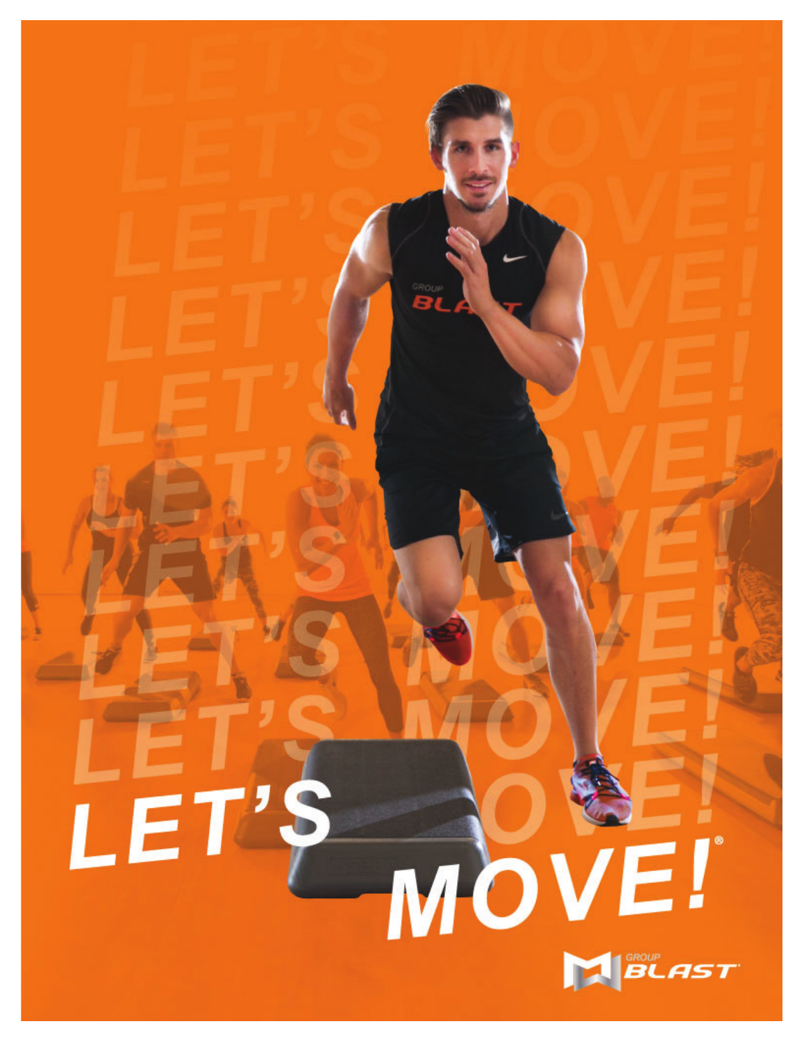LET'S MOVE!®

GROUP BLAST